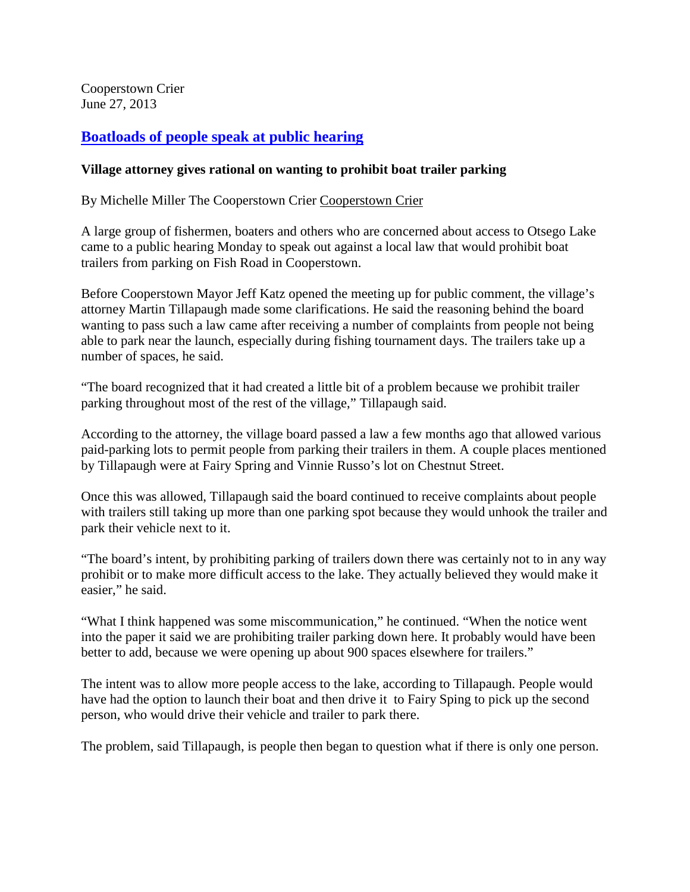Cooperstown Crier
June 27, 2013

# Boatloads of people speak at public hearing

**Village attorney gives rational on wanting to prohibit boat trailer parking**

By Michelle Miller The Cooperstown Crier Cooperstown Crier

A large group of fishermen, boaters and others who are concerned about access to Otsego Lake came to a public hearing Monday to speak out against a local law that would prohibit boat trailers from parking on Fish Road in Cooperstown.

Before Cooperstown Mayor Jeff Katz opened the meeting up for public comment, the village's attorney Martin Tillapaugh made some clarifications. He said the reasoning behind the board wanting to pass such a law came after receiving a number of complaints from people not being able to park near the launch, especially during fishing tournament days. The trailers take up a number of spaces, he said.

"The board recognized that it had created a little bit of a problem because we prohibit trailer parking throughout most of the rest of the village," Tillapaugh said.

According to the attorney, the village board passed a law a few months ago that allowed various paid-parking lots to permit people from parking their trailers in them. A couple places mentioned by Tillapaugh were at Fairy Spring and Vinnie Russo's lot on Chestnut Street.

Once this was allowed, Tillapaugh said the board continued to receive complaints about people with trailers still taking up more than one parking spot because they would unhook the trailer and park their vehicle next to it.

"The board's intent, by prohibiting parking of trailers down there was certainly not to in any way prohibit or to make more difficult access to the lake. They actually believed they would make it easier," he said.

"What I think happened was some miscommunication," he continued. "When the notice went into the paper it said we are prohibiting trailer parking down here. It probably would have been better to add, because we were opening up about 900 spaces elsewhere for trailers."

The intent was to allow more people access to the lake, according to Tillapaugh. People would have had the option to launch their boat and then drive it to Fairy Sping to pick up the second person, who would drive their vehicle and trailer to park there.

The problem, said Tillapaugh, is people then began to question what if there is only one person.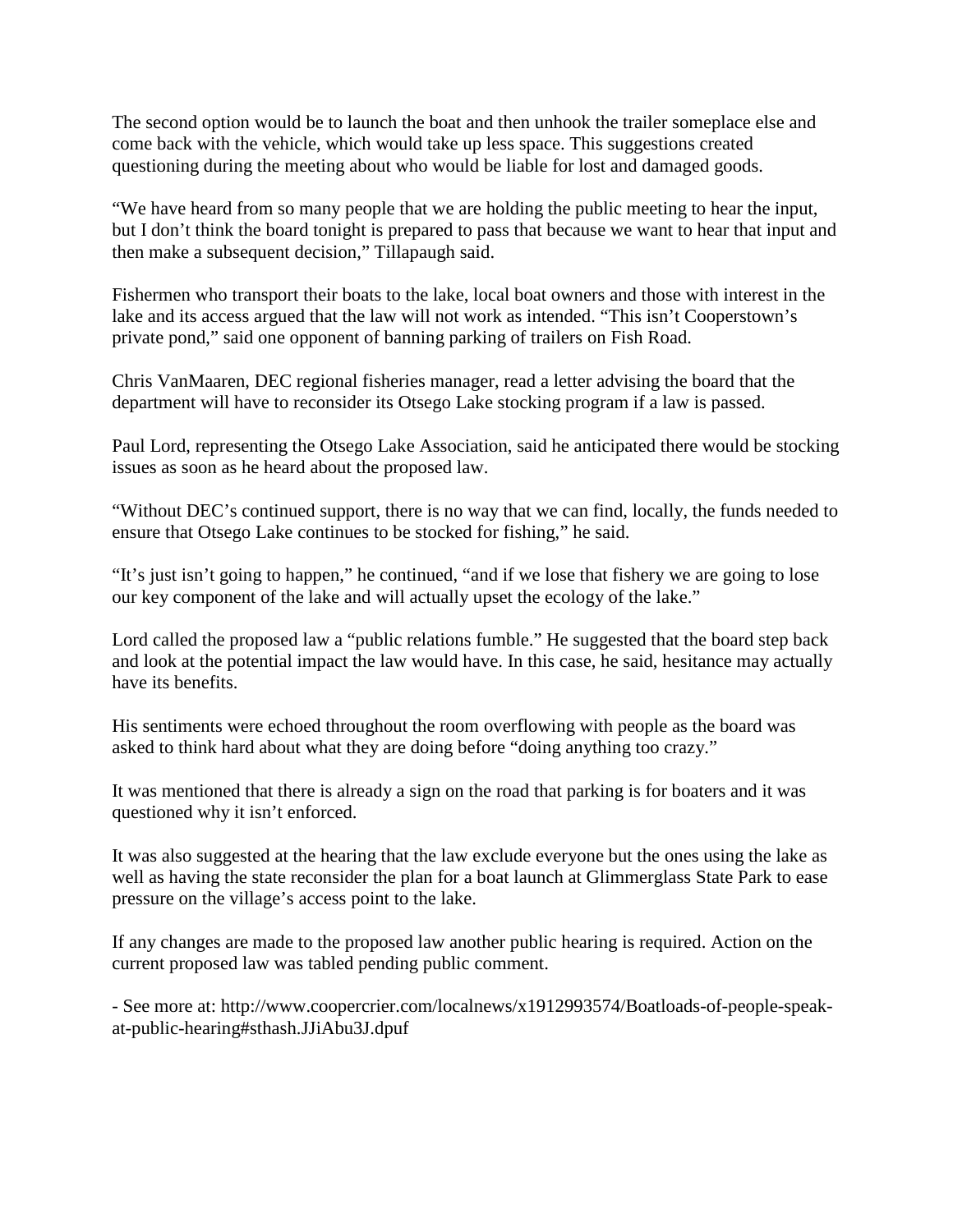The second option would be to launch the boat and then unhook the trailer someplace else and come back with the vehicle, which would take up less space. This suggestions created questioning during the meeting about who would be liable for lost and damaged goods.

"We have heard from so many people that we are holding the public meeting to hear the input, but I don't think the board tonight is prepared to pass that because we want to hear that input and then make a subsequent decision," Tillapaugh said.

Fishermen who transport their boats to the lake, local boat owners and those with interest in the lake and its access argued that the law will not work as intended. "This isn't Cooperstown's private pond," said one opponent of banning parking of trailers on Fish Road.

Chris VanMaaren, DEC regional fisheries manager, read a letter advising the board that the department will have to reconsider its Otsego Lake stocking program if a law is passed.

Paul Lord, representing the Otsego Lake Association, said he anticipated there would be stocking issues as soon as he heard about the proposed law.

"Without DEC's continued support, there is no way that we can find, locally, the funds needed to ensure that Otsego Lake continues to be stocked for fishing," he said.

"It's just isn't going to happen," he continued, "and if we lose that fishery we are going to lose our key component of the lake and will actually upset the ecology of the lake."

Lord called the proposed law a "public relations fumble." He suggested that the board step back and look at the potential impact the law would have. In this case, he said, hesitance may actually have its benefits.

His sentiments were echoed throughout the room overflowing with people as the board was asked to think hard about what they are doing before "doing anything too crazy."

It was mentioned that there is already a sign on the road that parking is for boaters and it was questioned why it isn't enforced.

It was also suggested at the hearing that the law exclude everyone but the ones using the lake as well as having the state reconsider the plan for a boat launch at Glimmerglass State Park to ease pressure on the village's access point to the lake.

If any changes are made to the proposed law another public hearing is required. Action on the current proposed law was tabled pending public comment.

- See more at: http://www.coopercrier.com/localnews/x1912993574/Boatloads-of-people-speak-at-public-hearing#sthash.JJiAbu3J.dpuf